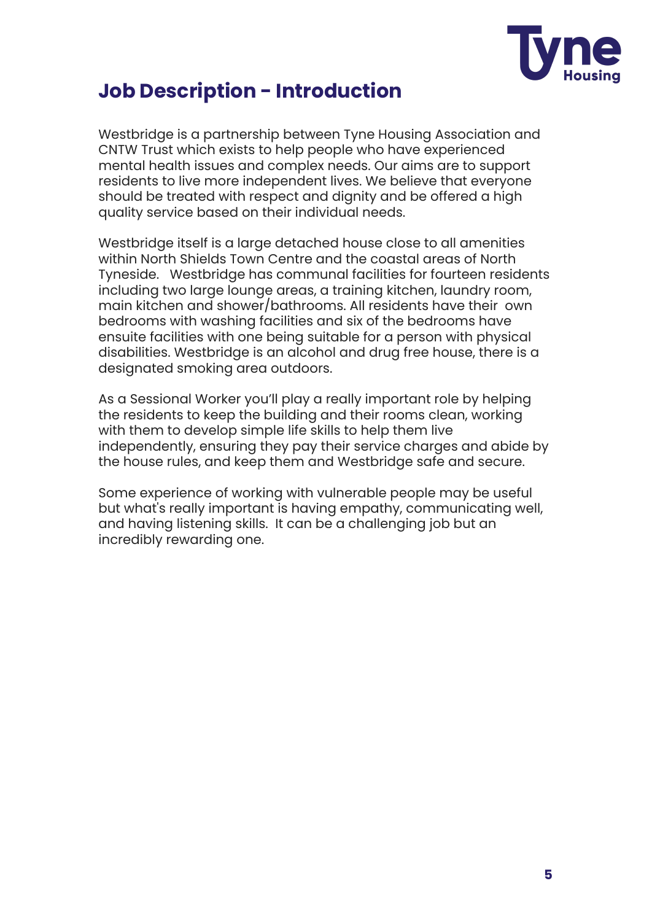# Job Description - Introduction

Westbridge is a partnership between Tyne Housing Association and CNTW Trust which exists to help people who have experienced mental health issues and complex needs. Our aims are to support residents to live more independent lives. We believe that everyone should be treated with respect and dignity and be offered a high quality service based on their individual needs.

Westbridge itself is a large detached house close to all amenities within North Shields Town Centre and the coastal areas of North Tyneside. Westbridge has communal facilities for fourteen residents including two large lounge areas, a training kitchen, laundry room, main kitchen and shower/bathrooms. All residents have their own bedrooms with washing facilities and six of the bedrooms have ensuite facilities with one being suitable for a person with physical disabilities. Westbridge is an alcohol and drug free house, there is a designated smoking area outdoors.

As a Sessional Worker you'll play a really important role by helping the residents to keep the building and their rooms clean, working with them to develop simple life skills to help them live independently, ensuring they pay their service charges and abide by the house rules, and keep them and Westbridge safe and secure.

Some experience of working with vulnerable people may be useful but what's really important is having empathy, communicating well, and having listening skills. It can be a challenging job but an incredibly rewarding one.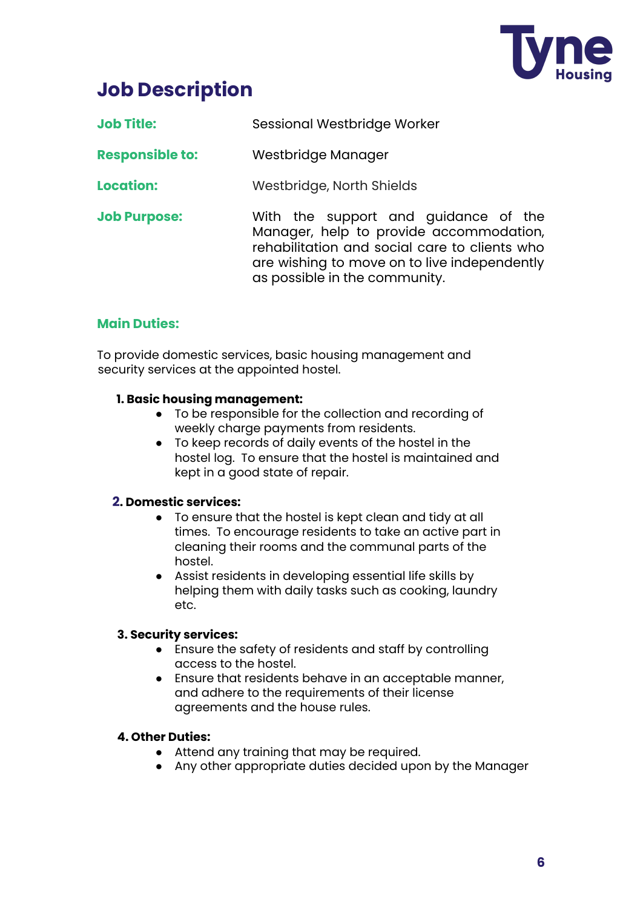# Job Description

| | |
|---|---|
| **Job Title:** | Sessional Westbridge Worker |
| **Responsible to:** | Westbridge Manager |
| **Location:** | Westbridge, North Shields |
| **Job Purpose:** | With the support and guidance of the Manager, help to provide accommodation, rehabilitation and social care to clients who are wishing to move on to live independently as possible in the community. |

## Main Duties:

To provide domestic services, basic housing management and security services at the appointed hostel.

**1. Basic housing management:**

- To be responsible for the collection and recording of weekly charge payments from residents.
- To keep records of daily events of the hostel in the hostel log. To ensure that the hostel is maintained and kept in a good state of repair.

**2. Domestic services:**

- To ensure that the hostel is kept clean and tidy at all times. To encourage residents to take an active part in cleaning their rooms and the communal parts of the hostel.
- Assist residents in developing essential life skills by helping them with daily tasks such as cooking, laundry etc.

**3. Security services:**

- Ensure the safety of residents and staff by controlling access to the hostel.
- Ensure that residents behave in an acceptable manner, and adhere to the requirements of their license agreements and the house rules.

**4. Other Duties:**

- Attend any training that may be required.
- Any other appropriate duties decided upon by the Manager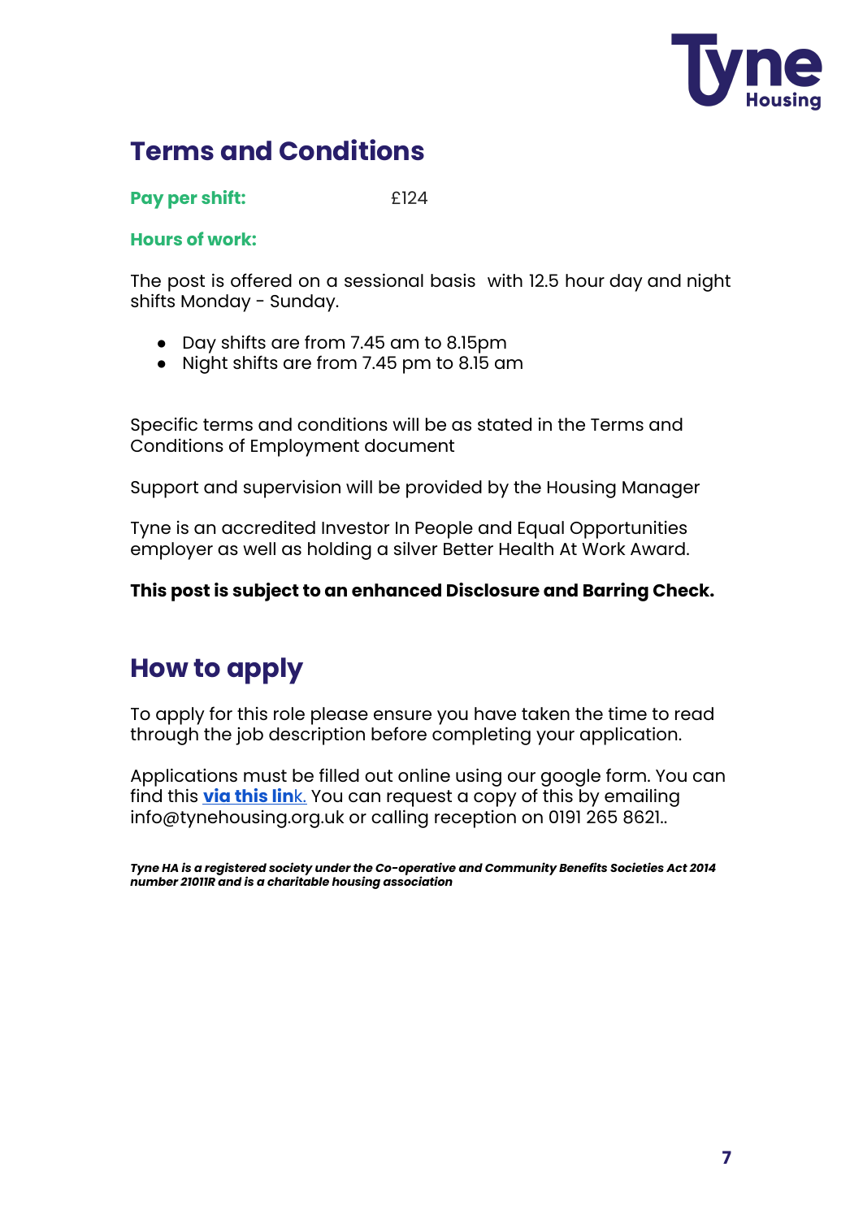## Terms and Conditions

**Pay per shift:** £124

**Hours of work:**

The post is offered on a sessional basis with 12.5 hour day and night shifts Monday - Sunday.

- Day shifts are from 7.45 am to 8.15pm
- Night shifts are from 7.45 pm to 8.15 am

Specific terms and conditions will be as stated in the Terms and Conditions of Employment document

Support and supervision will be provided by the Housing Manager

Tyne is an accredited Investor In People and Equal Opportunities employer as well as holding a silver Better Health At Work Award.

**This post is subject to an enhanced Disclosure and Barring Check.**

## How to apply

To apply for this role please ensure you have taken the time to read through the job description before completing your application.

Applications must be filled out online using our google form. You can find this **via this lin**k. You can request a copy of this by emailing info@tynehousing.org.uk or calling reception on 0191 265 8621..

***Tyne HA is a registered society under the Co-operative and Community Benefits Societies Act 2014 number 21011R and is a charitable housing association***